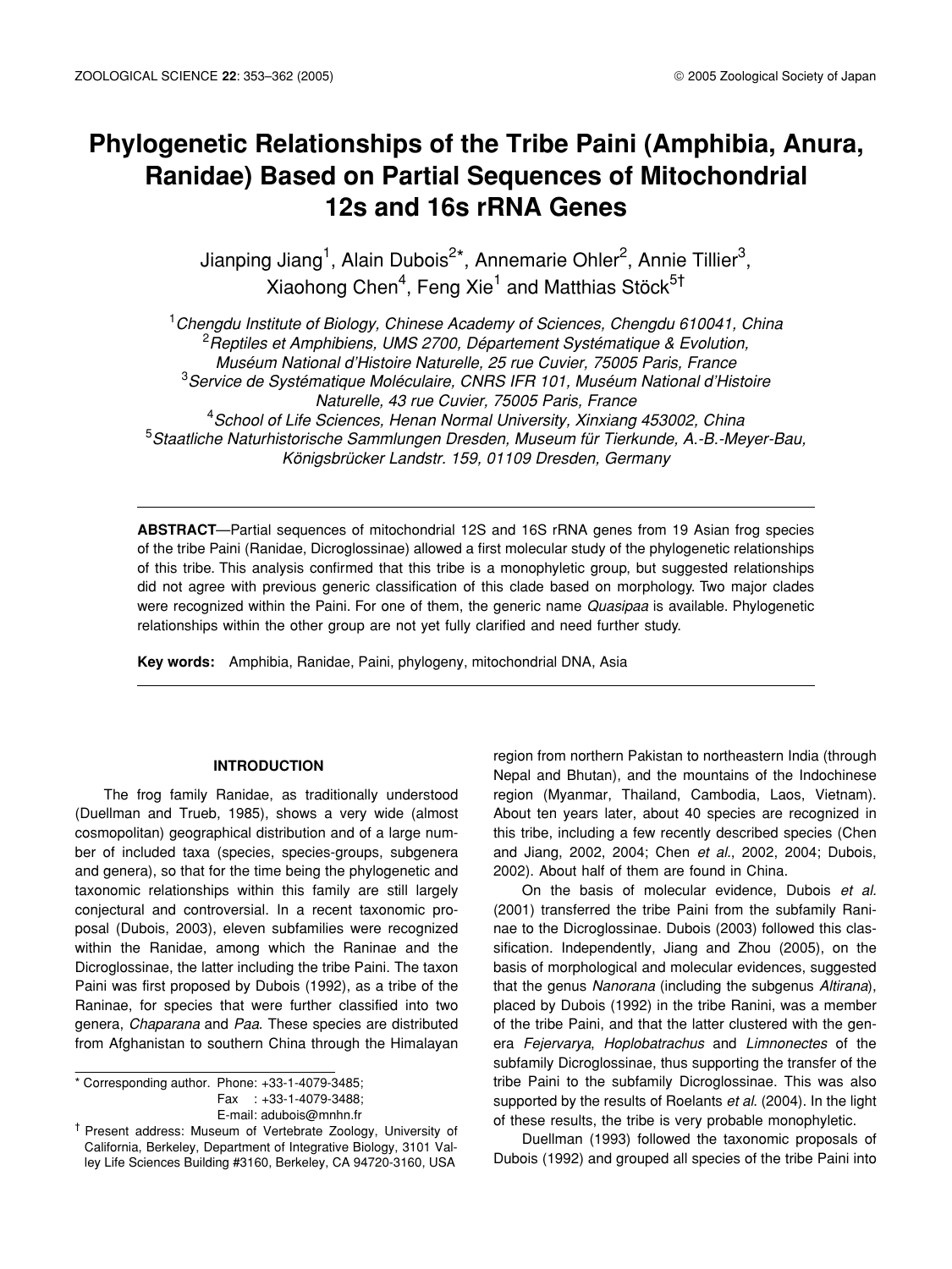# Phylogenetic Relationships of the Tribe Paini (Amphibia, Anura, Ranidae) Based on Partial Sequences of Mitochondrial 12s and 16s rRNA Genes

Jianping Jiang[1], Alain Dubois[2*], Annemarie Ohler[2], Annie Tillier[3], Xiaohong Chen[4], Feng Xie[1] and Matthias Stöck[5†]

[1]*Chengdu Institute of Biology, Chinese Academy of Sciences, Chengdu 610041, China*
[2]*Reptiles et Amphibiens, UMS 2700, Département Systématique & Evolution, Muséum National d'Histoire Naturelle, 25 rue Cuvier, 75005 Paris, France*
[3]*Service de Systématique Moléculaire, CNRS IFR 101, Muséum National d'Histoire Naturelle, 43 rue Cuvier, 75005 Paris, France*
[4]*School of Life Sciences, Henan Normal University, Xinxiang 453002, China*
[5]*Staatliche Naturhistorische Sammlungen Dresden, Museum für Tierkunde, A.-B.-Meyer-Bau, Königsbrücker Landstr. 159, 01109 Dresden, Germany*

**ABSTRACT**—Partial sequences of mitochondrial 12S and 16S rRNA genes from 19 Asian frog species of the tribe Paini (Ranidae, Dicroglossinae) allowed a first molecular study of the phylogenetic relationships of this tribe. This analysis confirmed that this tribe is a monophyletic group, but suggested relationships did not agree with previous generic classification of this clade based on morphology. Two major clades were recognized within the Paini. For one of them, the generic name *Quasipaa* is available. Phylogenetic relationships within the other group are not yet fully clarified and need further study.

**Key words:** Amphibia, Ranidae, Paini, phylogeny, mitochondrial DNA, Asia

## INTRODUCTION

The frog family Ranidae, as traditionally understood (Duellman and Trueb, 1985), shows a very wide (almost cosmopolitan) geographical distribution and of a large number of included taxa (species, species-groups, subgenera and genera), so that for the time being the phylogenetic and taxonomic relationships within this family are still largely conjectural and controversial. In a recent taxonomic proposal (Dubois, 2003), eleven subfamilies were recognized within the Ranidae, among which the Raninae and the Dicroglossinae, the latter including the tribe Paini. The taxon Paini was first proposed by Dubois (1992), as a tribe of the Raninae, for species that were further classified into two genera, *Chaparana* and *Paa*. These species are distributed from Afghanistan to southern China through the Himalayan region from northern Pakistan to northeastern India (through Nepal and Bhutan), and the mountains of the Indochinese region (Myanmar, Thailand, Cambodia, Laos, Vietnam). About ten years later, about 40 species are recognized in this tribe, including a few recently described species (Chen and Jiang, 2002, 2004; Chen *et al*., 2002, 2004; Dubois, 2002). About half of them are found in China.

On the basis of molecular evidence, Dubois *et al.* (2001) transferred the tribe Paini from the subfamily Raninae to the Dicroglossinae. Dubois (2003) followed this classification. Independently, Jiang and Zhou (2005), on the basis of morphological and molecular evidences, suggested that the genus *Nanorana* (including the subgenus *Altirana*), placed by Dubois (1992) in the tribe Ranini, was a member of the tribe Paini, and that the latter clustered with the genera *Fejervarya*, *Hoplobatrachus* and *Limnonectes* of the subfamily Dicroglossinae, thus supporting the transfer of the tribe Paini to the subfamily Dicroglossinae. This was also supported by the results of Roelants *et al.* (2004). In the light of these results, the tribe is very probable monophyletic.

Duellman (1993) followed the taxonomic proposals of Dubois (1992) and grouped all species of the tribe Paini into

---

\* Corresponding author. Phone: +33-1-4079-3485;
Fax : +33-1-4079-3488;
E-mail: adubois@mnhn.fr

† Present address: Museum of Vertebrate Zoology, University of California, Berkeley, Department of Integrative Biology, 3101 Valley Life Sciences Building #3160, Berkeley, CA 94720-3160, USA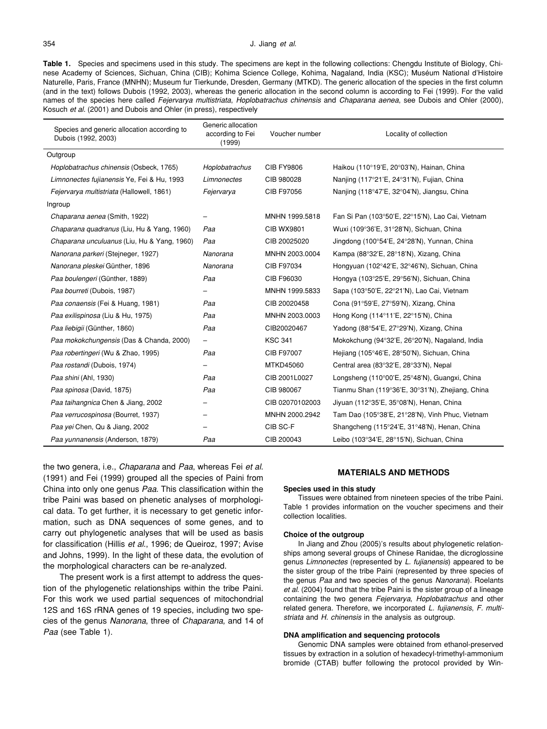**Table 1.** Species and specimens used in this study. The specimens are kept in the following collections: Chengdu Institute of Biology, Chinese Academy of Sciences, Sichuan, China (CIB); Kohima Science College, Kohima, Nagaland, India (KSC); Muséum National d'Histoire Naturelle, Paris, France (MNHN); Museum fur Tierkunde, Dresden, Germany (MTKD). The generic allocation of the species in the first column (and in the text) follows Dubois (1992, 2003), whereas the generic allocation in the second column is according to Fei (1999). For the valid names of the species here called *Fejervarya multistriata*, *Hoplobatrachus chinensis* and *Chaparana aenea*, see Dubois and Ohler (2000), Kosuch *et al*. (2001) and Dubois and Ohler (in press), respectively

| Species and generic allocation according to Dubois (1992, 2003) | Generic allocation according to Fei (1999) | Voucher number | Locality of collection |
|---|---|---|---|
| Outgroup | | | |
| *Hoplobatrachus chinensis* (Osbeck, 1765) | *Hoplobatrachus* | CIB FY9806 | Haikou (110°19'E, 20°03'N), Hainan, China |
| *Limnonectes fujianensis* Ye, Fei & Hu, 1993 | *Limnonectes* | CIB 980028 | Nanjing (117°21'E, 24°31'N), Fujian, China |
| *Fejervarya multistriata* (Hallowell, 1861) | *Fejervarya* | CIB F97056 | Nanjing (118°47'E, 32°04'N), Jiangsu, China |
| Ingroup | | | |
| *Chaparana aenea* (Smith, 1922) | – | MNHN 1999.5818 | Fan Si Pan (103°50'E, 22°15'N), Lao Cai, Vietnam |
| *Chaparana quadranus* (Liu, Hu & Yang, 1960) | *Paa* | CIB WX9801 | Wuxi (109°36'E, 31°28'N), Sichuan, China |
| *Chaparana unculuanus* (Liu, Hu & Yang, 1960) | *Paa* | CIB 20025020 | Jingdong (100°54'E, 24°28'N), Yunnan, China |
| *Nanorana parkeri* (Stejneger, 1927) | *Nanorana* | MNHN 2003.0004 | Kampa (88°32'E, 28°18'N), Xizang, China |
| *Nanorana pleskei* Günther, 1896 | *Nanorana* | CIB F97034 | Hongyuan (102°42'E, 32°46'N), Sichuan, China |
| *Paa boulengeri* (Günther, 1889) | *Paa* | CIB F96030 | Hongya (103°25'E, 29°56'N), Sichuan, China |
| *Paa bourreti* (Dubois, 1987) | – | MNHN 1999.5833 | Sapa (103°50'E, 22°21'N), Lao Cai, Vietnam |
| *Paa conaensis* (Fei & Huang, 1981) | *Paa* | CIB 20020458 | Cona (91°59'E, 27°59'N), Xizang, China |
| *Paa exilispinosa* (Liu & Hu, 1975) | *Paa* | MNHN 2003.0003 | Hong Kong (114°11'E, 22°15'N), China |
| *Paa liebigii* (Günther, 1860) | *Paa* | CIB20020467 | Yadong (88°54'E, 27°29'N), Xizang, China |
| *Paa mokokchungensis* (Das & Chanda, 2000) | – | KSC 341 | Mokokchung (94°32'E, 26°20'N), Nagaland, India |
| *Paa robertingeri* (Wu & Zhao, 1995) | *Paa* | CIB F97007 | Hejiang (105°46'E, 28°50'N), Sichuan, China |
| *Paa rostandi* (Dubois, 1974) | – | MTKD45060 | Central area (83°32'E, 28°33'N), Nepal |
| *Paa shini* (Ahl, 1930) | *Paa* | CIB 2001L0027 | Longsheng (110°00'E, 25°48'N), Guangxi, China |
| *Paa spinosa* (David, 1875) | *Paa* | CIB 980067 | Tianmu Shan (119°36'E, 30°31'N), Zhejiang, China |
| *Paa taihangnica* Chen & Jiang, 2002 | – | CIB 02070102003 | Jiyuan (112°35'E, 35°08'N), Henan, China |
| *Paa verrucospinosa* (Bourret, 1937) | – | MNHN 2000.2942 | Tam Dao (105°38'E, 21°28'N), Vinh Phuc, Vietnam |
| *Paa yei* Chen, Qu & Jiang, 2002 | – | CIB SC-F | Shangcheng (115°24'E, 31°48'N), Henan, China |
| *Paa yunnanensis* (Anderson, 1879) | *Paa* | CIB 200043 | Leibo (103°34'E, 28°15'N), Sichuan, China |

the two genera, i.e., *Chaparana* and *Paa*, whereas Fei *et al*. (1991) and Fei (1999) grouped all the species of Paini from China into only one genus *Paa*. This classification within the tribe Paini was based on phenetic analyses of morphological data. To get further, it is necessary to get genetic information, such as DNA sequences of some genes, and to carry out phylogenetic analyses that will be used as basis for classification (Hillis *et al*., 1996; de Queiroz, 1997; Avise and Johns, 1999). In the light of these data, the evolution of the morphological characters can be re-analyzed.

The present work is a first attempt to address the question of the phylogenetic relationships within the tribe Paini. For this work we used partial sequences of mitochondrial 12S and 16S rRNA genes of 19 species, including two species of the genus *Nanorana*, three of *Chaparana*, and 14 of *Paa* (see Table 1).

## MATERIALS AND METHODS

### Species used in this study

Tissues were obtained from nineteen species of the tribe Paini. Table 1 provides information on the voucher specimens and their collection localities.

### Choice of the outgroup

In Jiang and Zhou (2005)'s results about phylogenetic relationships among several groups of Chinese Ranidae, the dicroglossine genus *Limnonectes* (represented by *L. fujianensis*) appeared to be the sister group of the tribe Paini (represented by three species of the genus *Paa* and two species of the genus *Nanorana*). Roelants *et al*. (2004) found that the tribe Paini is the sister group of a lineage containing the two genera *Fejervarya*, *Hoplobatrachus* and other related genera. Therefore, we incorporated *L. fujianensis*, *F. multistriata* and *H. chinensis* in the analysis as outgroup.

### DNA amplification and sequencing protocols

Genomic DNA samples were obtained from ethanol-preserved tissues by extraction in a solution of hexadecyl-trimethyl-ammonium bromide (CTAB) buffer following the protocol provided by Win-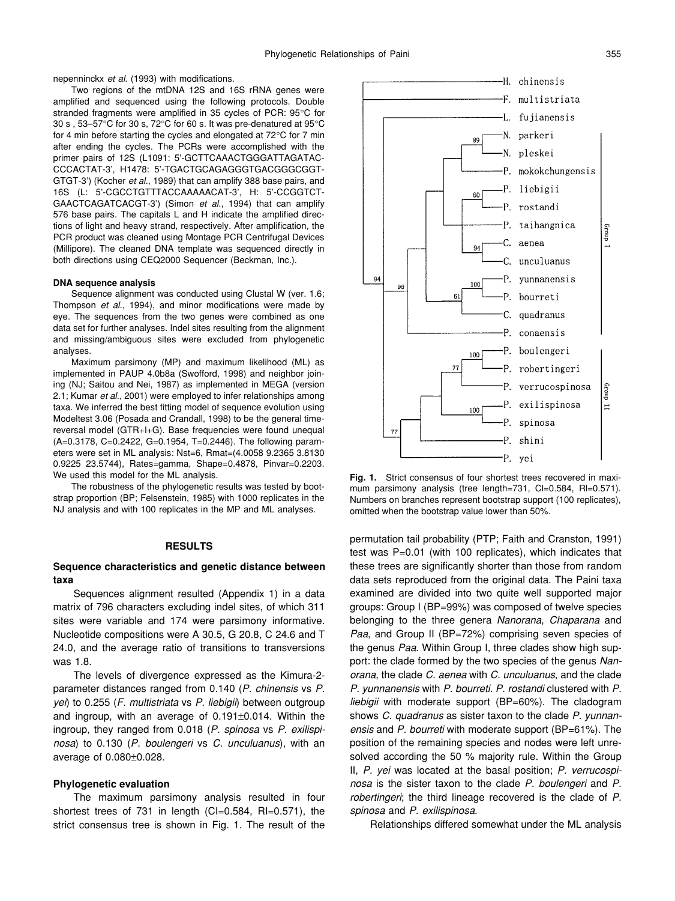nepenninckx *et al.* (1993) with modifications.

Two regions of the mtDNA 12S and 16S rRNA genes were amplified and sequenced using the following protocols. Double stranded fragments were amplified in 35 cycles of PCR: 95°C for 30 s , 53–57°C for 30 s, 72°C for 60 s. It was pre-denatured at 95°C for 4 min before starting the cycles and elongated at 72°C for 7 min after ending the cycles. The PCRs were accomplished with the primer pairs of 12S (L1091: 5'-GCTTCAAACTGGGATTAGATAC-CCCACTAT-3', H1478: 5'-TGACTGCAGAGGGTGACGGGCGGT-GTGT-3') (Kocher *et al.*, 1989) that can amplify 388 base pairs, and 16S (L: 5'-CGCCTGTTTACCAAAAACAT-3', H: 5'-CCGGTCT-GAACTCAGATCACGT-3') (Simon *et al.*, 1994) that can amplify 576 base pairs. The capitals L and H indicate the amplified directions of light and heavy strand, respectively. After amplification, the PCR product was cleaned using Montage PCR Centrifugal Devices (Millipore). The cleaned DNA template was sequenced directly in both directions using CEQ2000 Sequencer (Beckman, Inc.).

#### DNA sequence analysis

Sequence alignment was conducted using Clustal W (ver. 1.6; Thompson *et al.*, 1994), and minor modifications were made by eye. The sequences from the two genes were combined as one data set for further analyses. Indel sites resulting from the alignment and missing/ambiguous sites were excluded from phylogenetic analyses.

Maximum parsimony (MP) and maximum likelihood (ML) as implemented in PAUP 4.0b8a (Swofford, 1998) and neighbor joining (NJ; Saitou and Nei, 1987) as implemented in MEGA (version 2.1; Kumar *et al.*, 2001) were employed to infer relationships among taxa. We inferred the best fitting model of sequence evolution using Modeltest 3.06 (Posada and Crandall, 1998) to be the general time-reversal model (GTR+I+G). Base frequencies were found unequal (A=0.3178, C=0.2422, G=0.1954, T=0.2446). The following parameters were set in ML analysis: Nst=6, Rmat=(4.0058 9.2365 3.8130 0.9225 23.5744), Rates=gamma, Shape=0.4878, Pinvar=0.2203. We used this model for the ML analysis.

The robustness of the phylogenetic results was tested by bootstrap proportion (BP; Felsenstein, 1985) with 1000 replicates in the NJ analysis and with 100 replicates in the MP and ML analyses.

## RESULTS

### Sequence characteristics and genetic distance between taxa

Sequences alignment resulted (Appendix 1) in a data matrix of 796 characters excluding indel sites, of which 311 sites were variable and 174 were parsimony informative. Nucleotide compositions were A 30.5, G 20.8, C 24.6 and T 24.0, and the average ratio of transitions to transversions was 1.8.

The levels of divergence expressed as the Kimura-2-parameter distances ranged from 0.140 (*P. chinensis* vs *P. yei*) to 0.255 (*F. multistriata* vs *P. liebigii*) between outgroup and ingroup, with an average of 0.191±0.014. Within the ingroup, they ranged from 0.018 (*P. spinosa* vs *P. exilispinosa*) to 0.130 (*P. boulengeri* vs *C. unculuanus*), with an average of 0.080±0.028.

### Phylogenetic evaluation

The maximum parsimony analysis resulted in four shortest trees of 731 in length (CI=0.584, RI=0.571), the strict consensus tree is shown in Fig. 1. The result of the permutation tail probability (PTP; Faith and Cranston, 1991) test was P=0.01 (with 100 replicates), which indicates that these trees are significantly shorter than those from random data sets reproduced from the original data. The Paini taxa examined are divided into two quite well supported major groups: Group I (BP=99%) was composed of twelve species belonging to the three genera *Nanorana*, *Chaparana* and *Paa*, and Group II (BP=72%) comprising seven species of the genus *Paa*. Within Group I, three clades show high support: the clade formed by the two species of the genus *Nanorana*, the clade *C. aenea* with *C. unculuanus*, and the clade *P. yunnanensis* with *P. bourreti*. *P. rostandi* clustered with *P. liebigii* with moderate support (BP=60%). The cladogram shows *C. quadranus* as sister taxon to the clade *P. yunnanensis* and *P. bourreti* with moderate support (BP=61%). The position of the remaining species and nodes were left unresolved according the 50 % majority rule. Within the Group II, *P. yei* was located at the basal position; *P. verrucospinosa* is the sister taxon to the clade *P. boulengeri* and *P. robertingeri*; the third lineage recovered is the clade of *P. spinosa* and *P. exilispinosa*.

Relationships differed somewhat under the ML analysis

**Fig. 1.** Strict consensus of four shortest trees recovered in maximum parsimony analysis (tree length=731, CI=0.584, RI=0.571). Numbers on branches represent bootstrap support (100 replicates), omitted when the bootstrap value lower than 50%.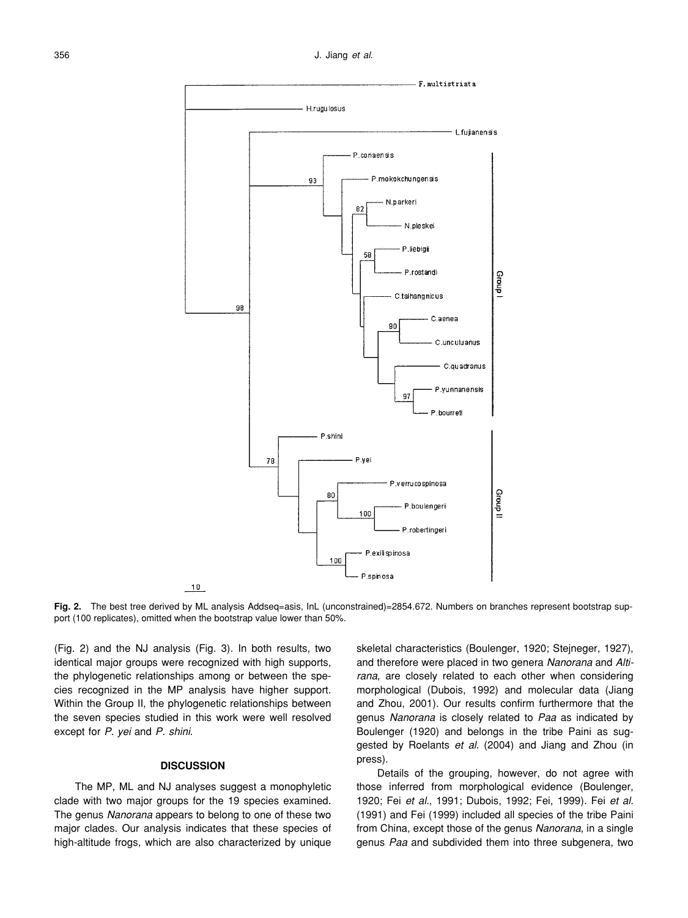**Fig. 2.** The best tree derived by ML analysis Addseq=asis, lnL (unconstrained)=2854.672. Numbers on branches represent bootstrap support (100 replicates), omitted when the bootstrap value lower than 50%.

(Fig. 2) and the NJ analysis (Fig. 3). In both results, two identical major groups were recognized with high supports, the phylogenetic relationships among or between the species recognized in the MP analysis have higher support. Within the Group II, the phylogenetic relationships between the seven species studied in this work were well resolved except for *P. yei* and *P. shini*.

## DISCUSSION

The MP, ML and NJ analyses suggest a monophyletic clade with two major groups for the 19 species examined. The genus *Nanorana* appears to belong to one of these two major clades. Our analysis indicates that these species of high-altitude frogs, which are also characterized by unique skeletal characteristics (Boulenger, 1920; Stejneger, 1927), and therefore were placed in two genera *Nanorana* and *Altirana*, are closely related to each other when considering morphological (Dubois, 1992) and molecular data (Jiang and Zhou, 2001). Our results confirm furthermore that the genus *Nanorana* is closely related to *Paa* as indicated by Boulenger (1920) and belongs in the tribe Paini as suggested by Roelants *et al*. (2004) and Jiang and Zhou (in press).

Details of the grouping, however, do not agree with those inferred from morphological evidence (Boulenger, 1920; Fei *et al*., 1991; Dubois, 1992; Fei, 1999). Fei *et al*. (1991) and Fei (1999) included all species of the tribe Paini from China, except those of the genus *Nanorana*, in a single genus *Paa* and subdivided them into three subgenera, two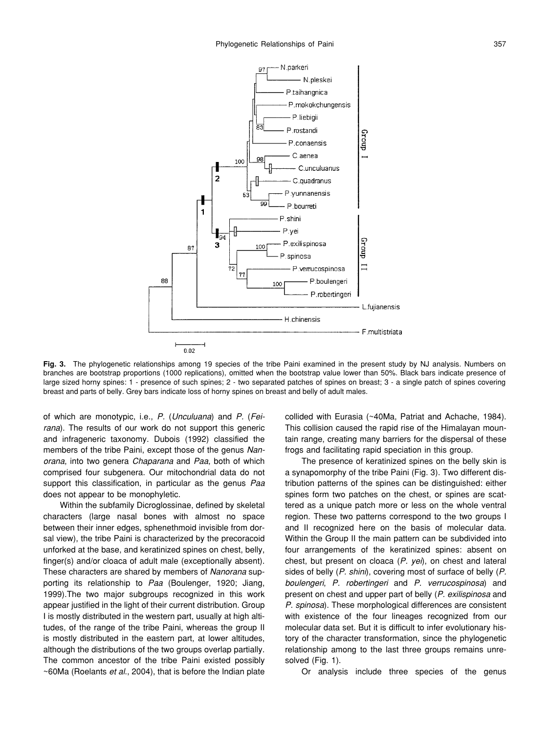97 N.parkeri
N.pleskei
P.taihangnica
P.mokokchungensis
P.liebigii
83 P.rostandi
P.conaensis
100 98 C.aenea
C.unculuanus
2
C.quadranus
53 P.yunnanensis
99 P.bourreti
1
P.shini
94 P.yei
3
87 100 P.exilispinosa
P.spinosa
72
77 P.verrucospinosa
88 100 P.boulengeri
P.robertingeri
L.fujianensis
H.chinensis
F.multistriata
0.02
Group I
Group II

**Fig. 3.** The phylogenetic relationships among 19 species of the tribe Paini examined in the present study by NJ analysis. Numbers on branches are bootstrap proportions (1000 replications), omitted when the bootstrap value lower than 50%. Black bars indicate presence of large sized horny spines: 1 - presence of such spines; 2 - two separated patches of spines on breast; 3 - a single patch of spines covering breast and parts of belly. Grey bars indicate loss of horny spines on breast and belly of adult males.

of which are monotypic, i.e., *P.* (*Unculuana*) and *P.* (*Feirana*). The results of our work do not support this generic and infrageneric taxonomy. Dubois (1992) classified the members of the tribe Paini, except those of the genus *Nanorana*, into two genera *Chaparana* and *Paa*, both of which comprised four subgenera. Our mitochondrial data do not support this classification, in particular as the genus *Paa* does not appear to be monophyletic.

Within the subfamily Dicroglossinae, defined by skeletal characters (large nasal bones with almost no space between their inner edges, sphenethmoid invisible from dorsal view), the tribe Paini is characterized by the precoracoid unforked at the base, and keratinized spines on chest, belly, finger(s) and/or cloaca of adult male (exceptionally absent). These characters are shared by members of *Nanorana* supporting its relationship to *Paa* (Boulenger, 1920; Jiang, 1999).The two major subgroups recognized in this work appear justified in the light of their current distribution. Group I is mostly distributed in the western part, usually at high altitudes, of the range of the tribe Paini, whereas the group II is mostly distributed in the eastern part, at lower altitudes, although the distributions of the two groups overlap partially. The common ancestor of the tribe Paini existed possibly ~60Ma (Roelants *et al.*, 2004), that is before the Indian plate collided with Eurasia (~40Ma, Patriat and Achache, 1984). This collision caused the rapid rise of the Himalayan mountain range, creating many barriers for the dispersal of these frogs and facilitating rapid speciation in this group.

The presence of keratinized spines on the belly skin is a synapomorphy of the tribe Paini (Fig. 3). Two different distribution patterns of the spines can be distinguished: either spines form two patches on the chest, or spines are scattered as a unique patch more or less on the whole ventral region. These two patterns correspond to the two groups I and II recognized here on the basis of molecular data. Within the Group II the main pattern can be subdivided into four arrangements of the keratinized spines: absent on chest, but present on cloaca (*P. yei*), on chest and lateral sides of belly (*P. shini*), covering most of surface of belly (*P. boulengeri*, *P. robertingeri* and *P. verrucospinosa*) and present on chest and upper part of belly (*P. exilispinosa* and *P. spinosa*). These morphological differences are consistent with existence of the four lineages recognized from our molecular data set. But it is difficult to infer evolutionary history of the character transformation, since the phylogenetic relationship among to the last three groups remains unresolved (Fig. 1).

Or analysis include three species of the genus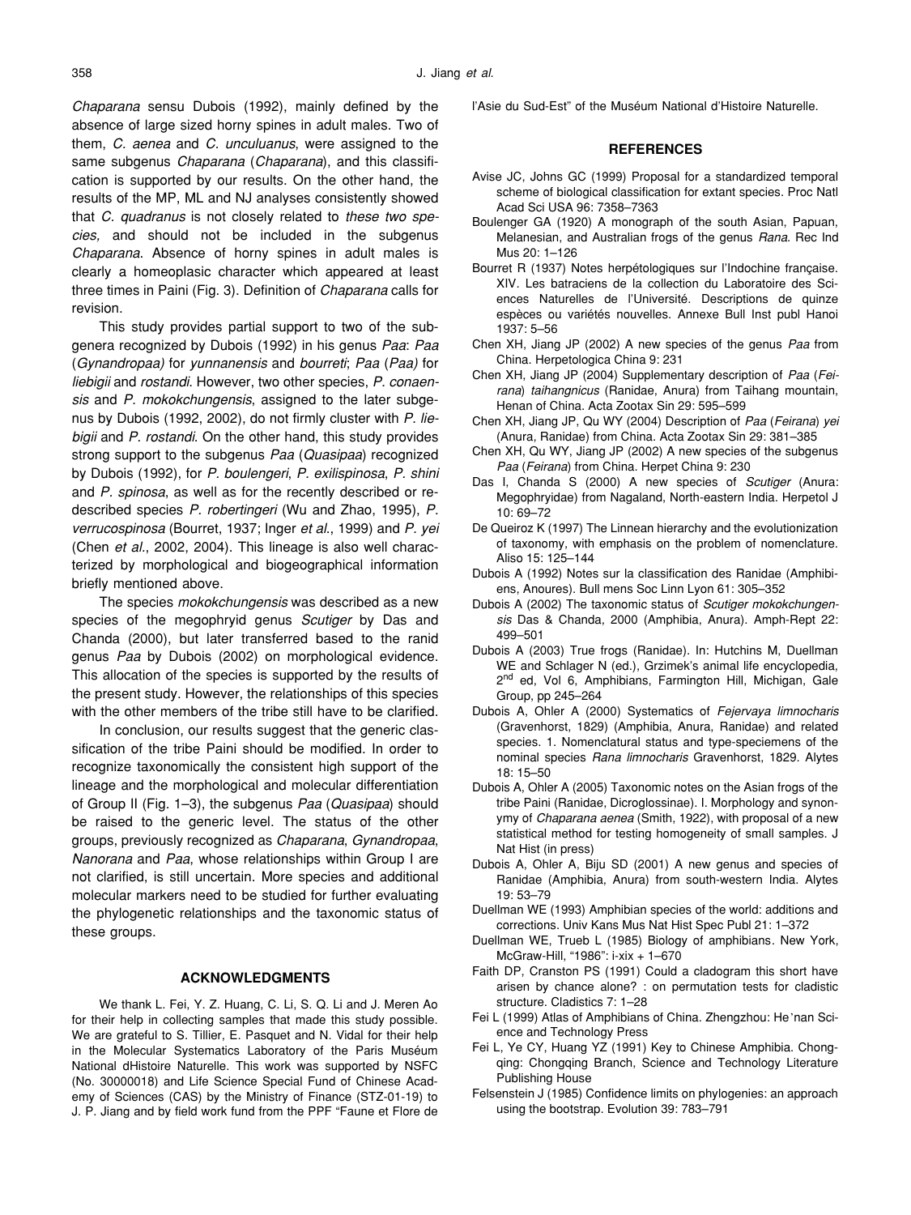*Chaparana* sensu Dubois (1992), mainly defined by the absence of large sized horny spines in adult males. Two of them, *C. aenea* and *C. unculuanus*, were assigned to the same subgenus *Chaparana* (*Chaparana*), and this classification is supported by our results. On the other hand, the results of the MP, ML and NJ analyses consistently showed that *C. quadranus* is not closely related to *these two species,* and should not be included in the subgenus *Chaparana*. Absence of horny spines in adult males is clearly a homeoplasic character which appeared at least three times in Paini (Fig. 3). Definition of *Chaparana* calls for revision.

This study provides partial support to two of the subgenera recognized by Dubois (1992) in his genus *Paa*: *Paa* (*Gynandropaa)* for *yunnanensis* and *bourreti*; *Paa* (*Paa)* for *liebigii* and *rostandi*. However, two other species, *P. conaensis* and *P. mokokchungensis*, assigned to the later subgenus by Dubois (1992, 2002), do not firmly cluster with *P. liebigii* and *P. rostandi*. On the other hand, this study provides strong support to the subgenus *Paa* (*Quasipaa*) recognized by Dubois (1992), for *P. boulengeri*, *P. exilispinosa*, *P. shini* and *P. spinosa*, as well as for the recently described or redescribed species *P. robertingeri* (Wu and Zhao, 1995), *P. verrucospinosa* (Bourret, 1937; Inger *et al.*, 1999) and *P. yei* (Chen *et al.*, 2002, 2004). This lineage is also well characterized by morphological and biogeographical information briefly mentioned above.

The species *mokokchungensis* was described as a new species of the megophryid genus *Scutiger* by Das and Chanda (2000), but later transferred based to the ranid genus *Paa* by Dubois (2002) on morphological evidence. This allocation of the species is supported by the results of the present study. However, the relationships of this species with the other members of the tribe still have to be clarified.

In conclusion, our results suggest that the generic classification of the tribe Paini should be modified. In order to recognize taxonomically the consistent high support of the lineage and the morphological and molecular differentiation of Group II (Fig. 1–3), the subgenus *Paa* (*Quasipaa*) should be raised to the generic level. The status of the other groups, previously recognized as *Chaparana*, *Gynandropaa*, *Nanorana* and *Paa*, whose relationships within Group I are not clarified, is still uncertain. More species and additional molecular markers need to be studied for further evaluating the phylogenetic relationships and the taxonomic status of these groups.

## ACKNOWLEDGMENTS

We thank L. Fei, Y. Z. Huang, C. Li, S. Q. Li and J. Meren Ao for their help in collecting samples that made this study possible. We are grateful to S. Tillier, E. Pasquet and N. Vidal for their help in the Molecular Systematics Laboratory of the Paris Muséum National dHistoire Naturelle. This work was supported by NSFC (No. 30000018) and Life Science Special Fund of Chinese Academy of Sciences (CAS) by the Ministry of Finance (STZ-01-19) to J. P. Jiang and by field work fund from the PPF "Faune et Flore de l'Asie du Sud-Est" of the Muséum National d'Histoire Naturelle.

## REFERENCES

Avise JC, Johns GC (1999) Proposal for a standardized temporal scheme of biological classification for extant species. Proc Natl Acad Sci USA 96: 7358–7363

Boulenger GA (1920) A monograph of the south Asian, Papuan, Melanesian, and Australian frogs of the genus *Rana*. Rec Ind Mus 20: 1–126

Bourret R (1937) Notes herpétologiques sur l'Indochine française. XIV. Les batraciens de la collection du Laboratoire des Sciences Naturelles de l'Université. Descriptions de quinze espèces ou variétés nouvelles. Annexe Bull Inst publ Hanoi 1937: 5–56

Chen XH, Jiang JP (2002) A new species of the genus *Paa* from China. Herpetologica China 9: 231

Chen XH, Jiang JP (2004) Supplementary description of *Paa* (*Feirana*) *taihangnicus* (Ranidae, Anura) from Taihang mountain, Henan of China. Acta Zootax Sin 29: 595–599

Chen XH, Jiang JP, Qu WY (2004) Description of *Paa* (*Feirana*) *yei* (Anura, Ranidae) from China. Acta Zootax Sin 29: 381–385

Chen XH, Qu WY, Jiang JP (2002) A new species of the subgenus *Paa* (*Feirana*) from China. Herpet China 9: 230

Das I, Chanda S (2000) A new species of *Scutiger* (Anura: Megophryidae) from Nagaland, North-eastern India. Herpetol J 10: 69–72

De Queiroz K (1997) The Linnean hierarchy and the evolutionization of taxonomy, with emphasis on the problem of nomenclature. Aliso 15: 125–144

Dubois A (1992) Notes sur la classification des Ranidae (Amphibiens, Anoures). Bull mens Soc Linn Lyon 61: 305–352

Dubois A (2002) The taxonomic status of *Scutiger mokokchungensis* Das & Chanda, 2000 (Amphibia, Anura). Amph-Rept 22: 499–501

Dubois A (2003) True frogs (Ranidae). In: Hutchins M, Duellman WE and Schlager N (ed.), Grzimek's animal life encyclopedia, 2nd ed, Vol 6, Amphibians, Farmington Hill, Michigan, Gale Group, pp 245–264

Dubois A, Ohler A (2000) Systematics of *Fejervaya limnocharis* (Gravenhorst, 1829) (Amphibia, Anura, Ranidae) and related species. 1. Nomenclatural status and type-speciemens of the nominal species *Rana limnocharis* Gravenhorst, 1829. Alytes 18: 15–50

Dubois A, Ohler A (2005) Taxonomic notes on the Asian frogs of the tribe Paini (Ranidae, Dicroglossinae). I. Morphology and synonymy of *Chaparana aenea* (Smith, 1922), with proposal of a new statistical method for testing homogeneity of small samples. J Nat Hist (in press)

Dubois A, Ohler A, Biju SD (2001) A new genus and species of Ranidae (Amphibia, Anura) from south-western India. Alytes 19: 53–79

Duellman WE (1993) Amphibian species of the world: additions and corrections. Univ Kans Mus Nat Hist Spec Publ 21: 1–372

Duellman WE, Trueb L (1985) Biology of amphibians. New York, McGraw-Hill, "1986": i-xix + 1–670

Faith DP, Cranston PS (1991) Could a cladogram this short have arisen by chance alone? : on permutation tests for cladistic structure. Cladistics 7: 1–28

Fei L (1999) Atlas of Amphibians of China. Zhengzhou: He'nan Science and Technology Press

Fei L, Ye CY, Huang YZ (1991) Key to Chinese Amphibia. Chongqing: Chongqing Branch, Science and Technology Literature Publishing House

Felsenstein J (1985) Confidence limits on phylogenies: an approach using the bootstrap. Evolution 39: 783–791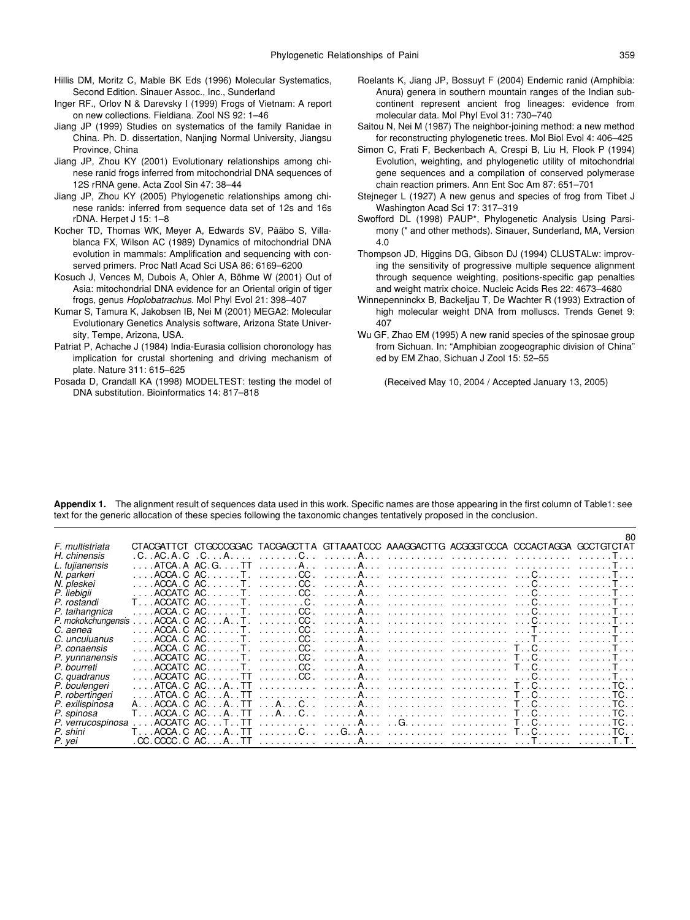Hillis DM, Moritz C, Mable BK Eds (1996) Molecular Systematics, Second Edition. Sinauer Assoc., Inc., Sunderland

Inger RF., Orlov N & Darevsky I (1999) Frogs of Vietnam: A report on new collections. Fieldiana. Zool NS 92: 1–46

Jiang JP (1999) Studies on systematics of the family Ranidae in China. Ph. D. dissertation, Nanjing Normal University, Jiangsu Province, China

Jiang JP, Zhou KY (2001) Evolutionary relationships among chinese ranid frogs inferred from mitochondrial DNA sequences of 12S rRNA gene. Acta Zool Sin 47: 38–44

Jiang JP, Zhou KY (2005) Phylogenetic relationships among chinese ranids: inferred from sequence data set of 12s and 16s rDNA. Herpet J 15: 1–8

Kocher TD, Thomas WK, Meyer A, Edwards SV, Pääbo S, Villablanca FX, Wilson AC (1989) Dynamics of mitochondrial DNA evolution in mammals: Amplification and sequencing with conserved primers. Proc Natl Acad Sci USA 86: 6169–6200

Kosuch J, Vences M, Dubois A, Ohler A, Böhme W (2001) Out of Asia: mitochondrial DNA evidence for an Oriental origin of tiger frogs, genus *Hoplobatrachus*. Mol Phyl Evol 21: 398–407

Kumar S, Tamura K, Jakobsen IB, Nei M (2001) MEGA2: Molecular Evolutionary Genetics Analysis software, Arizona State University, Tempe, Arizona, USA.

Patriat P, Achache J (1984) India-Eurasia collision choronology has implication for crustal shortening and driving mechanism of plate. Nature 311: 615–625

Posada D, Crandall KA (1998) MODELTEST: testing the model of DNA substitution. Bioinformatics 14: 817–818

Roelants K, Jiang JP, Bossuyt F (2004) Endemic ranid (Amphibia: Anura) genera in southern mountain ranges of the Indian subcontinent represent ancient frog lineages: evidence from molecular data. Mol Phyl Evol 31: 730–740

Saitou N, Nei M (1987) The neighbor-joining method: a new method for reconstructing phylogenetic trees. Mol Biol Evol 4: 406–425

Simon C, Frati F, Beckenbach A, Crespi B, Liu H, Flook P (1994) Evolution, weighting, and phylogenetic utility of mitochondrial gene sequences and a compilation of conserved polymerase chain reaction primers. Ann Ent Soc Am 87: 651–701

Stejneger L (1927) A new genus and species of frog from Tibet J Washington Acad Sci 17: 317–319

Swofford DL (1998) PAUP*, Phylogenetic Analysis Using Parsimony (* and other methods). Sinauer, Sunderland, MA, Version 4.0

Thompson JD, Higgins DG, Gibson DJ (1994) CLUSTALw: improving the sensitivity of progressive multiple sequence alignment through sequence weighting, positions-specific gap penalties and weight matrix choice. Nucleic Acids Res 22: 4673–4680

Winnepenninckx B, Backeljau T, De Wachter R (1993) Extraction of high molecular weight DNA from molluscs. Trends Genet 9: 407

Wu GF, Zhao EM (1995) A new ranid species of the spinosae group from Sichuan. In: "Amphibian zoogeographic division of China" ed by EM Zhao, Sichuan J Zool 15: 52–55

(Received May 10, 2004 / Accepted January 13, 2005)

**Appendix 1.** The alignment result of sequences data used in this work. Specific names are those appearing in the first column of Table1: see text for the generic allocation of these species following the taxonomic changes tentatively proposed in the conclusion.

```
                                                                                        80
F. multistriata    CTACGATTCT CTGCCCGGAC TACGAGCTTA GTTAAATCCC AAAGGACTTG ACGGGTCCCA CCCACTAGGA GCCTGTCTAT
H. chinensis       .C..AC.A.C .C...A.... .......C.. ......A... .......... .......... .......... ......T...
L. fujianensis     ....ATCA.A AC.G....TT .......A.. ......A... .......... .......... .......... ......T...
N. parkeri         ....ACCA.C AC......T. .......CC. ......A... .......... .......... ...C...... ......T...
N. pleskei         ....ACCA.C AC......T. .......CC. ......A... .......... .......... ...C...... ......T...
P. liebigii        ....ACCATC AC......T. .......CC. ......A... .......... .......... ...C...... ......T...
P. rostandi        T...ACCATC AC......T. ........C. ......A... .......... .......... ...C...... ......T...
P. taihangnica     ....ACCA.C AC......T. .......CC. ......A... .......... .......... ...C...... ......T...
P. mokokchungensis ....ACCA.C AC...A..T. .......CC. ......A... .......... .......... ...C...... ......T...
C. aenea           ....ACCA.C AC......T. .......CC. ......A... .......... .......... ...T...... ......T...
C. unculuanus      ....ACCA.C AC......T. .......CC. ......A... .......... .......... ...T...... ......T...
P. conaensis       ....ACCA.C AC......T. .......CC. ......A... .......... .......... T..C...... ......T...
P. yunnanensis     ....ACCATC AC......T. .......CC. ......A... .......... .......... T..C...... ......T...
P. bourreti        ....ACCATC AC......T. .......CC. ......A... .......... .......... T..C...... ......T...
C. quadranus       ....ACCATC AC......TT .......CC. ......A... .......... .......... ...C...... ......T...
P. boulengeri      ....ATCA.C AC...A..TT .......... ......A... .......... .......... T..C...... ......TC..
P. robertingeri    ....ATCA.C AC...A..TT .......... ......A... .......... .......... T..C...... ......TC..
P. exilispinosa    A...ACCA.C AC...A..TT ...A...C.. ......A... .......... .......... T..C...... ......TC..
P. spinosa         T...ACCA.C AC...A..TT ...A...C.. ......A... .......... .......... T..C...... ......TC..
P. verrucospinosa  ....ACCATC AC...T..TT .......... ......A... ..G....... .......... T..C...... ......TC..
P. shini           T...ACCA.C AC...A..TT .......C.. ...G..A... .......... .......... T..C...... ......TC..
P. yei             .CC.CCCC.C AC...A..TT .......... ......A... .......... .......... ...T...... ......T.T.
```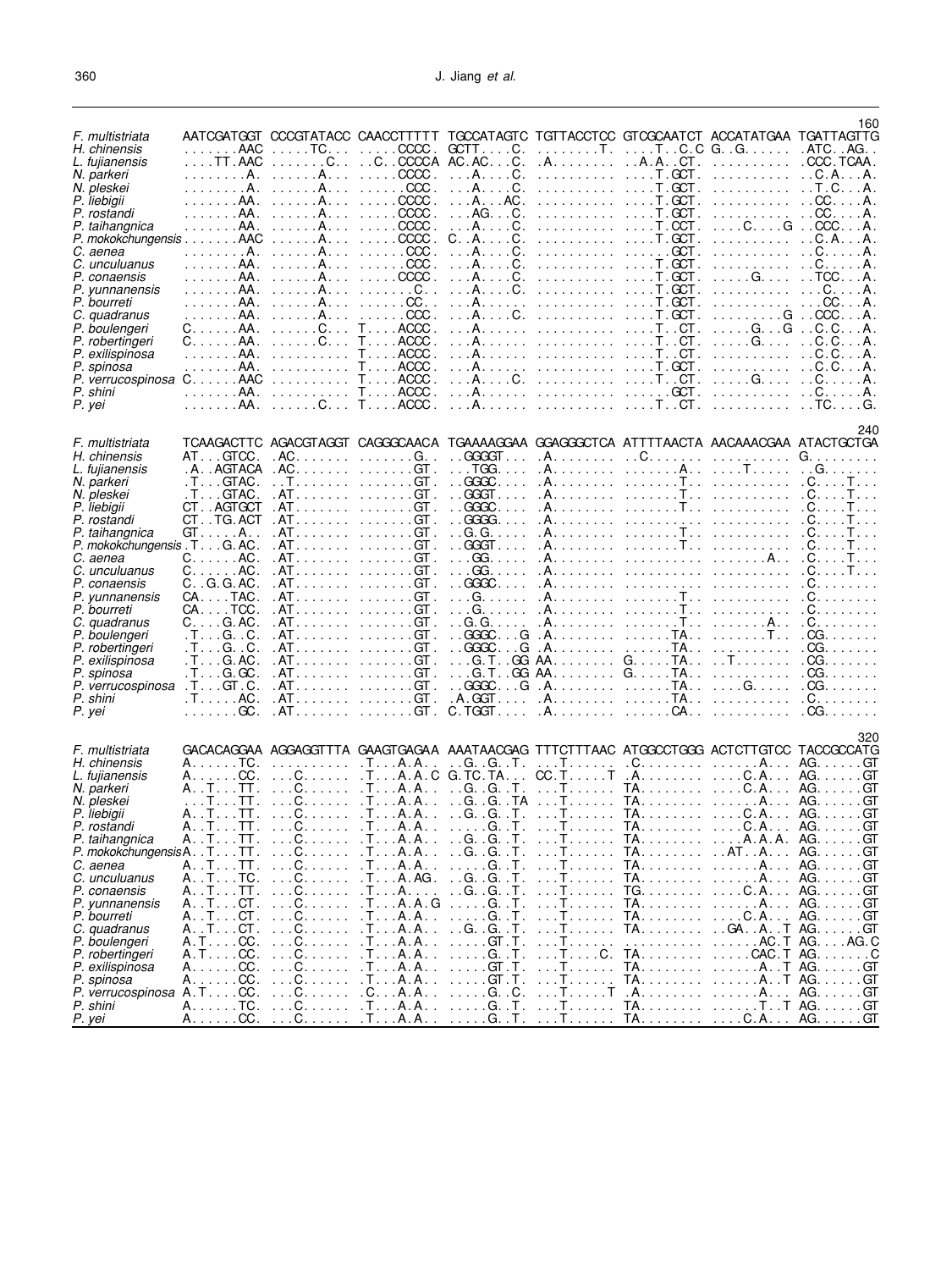```
                                                                                                   160
F. multistriata    AATCGATGGT CCCGTATACC CAACCTTTTT TGCCATAGTC TGTTACCTCC GTCGCAATCT ACCATATGAA TGATTAGTTG
H. chinensis       .......AAC .....TC... .....CCCC. GCTT....C. ........T. ....T..C.C G..G...... .ATC..AG..
L. fujianensis     ....TT.AAC .......C.. ..C..CCCCA AC.AC...C. .A........ ..A.A..CT. .......... .CCC.TCAA.
N. parkeri         ........A. ......A... .....CCCC. ...A....C. .......... ....T.GCT. .......... ..C.A...A.
N. pleskei         ........A. ......A... ......CCC. ...A....C. .......... ....T.GCT. .......... ..T.C...A.
P. liebigii        .......AA. ......A... .....CCCC. ...A....C. .......... ....T.GCT. .......... ..CC....A.
P. rostandi        .......AA. ......A... .....CCCC. ...AG...C. .......... ....T.GCT. .......... ..CC....A.
P. taihangnica     .......AA. ......A... .....CCCC. ...A....C. .......... ....T.CCT. .....C....G ..CCC...A.
P. mokokchungensis .......AAC ......A... .....CCCC. C..A....C. .......... ....T.GCT. .......... ..C.A...A.
C. aenea           ........A. ......A... ......CCC. ...A....C. .......... ......GCT. .......... ..C.....A.
C. unculuanus      .......AA. ......A... ......CCC. ...A....C. .......... ....T.GCT. .......... ..C.....A.
P. conaensis       .......AA. ......A... .....CCCC. ...A....C. .......... ....T.GCT. .....G.... ..TCC...A.
P. yunnanensis     .......AA. ......A... .......C.. ...A....C. .......... ....T.GCT. .......... ...C....A.
P. bourreti        .......AA. ......A... ......CC.. ...A...... .......... ....T.GCT. .......... ...CC...A.
C. quadranus       .......AA. ......A... ......CCC. ...A....C. .......... ....T.GCT. .........G ..CCC...A.
P. boulengeri      C......AA. ......C... T....ACCC. ...A...... .......... ....T..CT. .....G...G ..C.C...A.
P. robertingeri    C......AA. ......C... T....ACCC. ...A...... .......... ....T..CT. .....G.... ..C.C...A.
P. exilispinosa    .......AA. .......... T....ACCC. ...A...... .......... ....T..CT. .......... ..C.C...A.
P. spinosa         .......AA. .......... T....ACCC. ...A...... .......... ....T.GCT. .......... ..C.C...A.
P. verrucospinosa  C......AAC .......... T....ACCC. ...A....C. .......... ....T..CT. .....G.... ..C.....A.
P. shini           .......AA. .......... T....ACCC. ...A...... .......... ......GCT. .......... ..C.....A.
P. yei             .......AA. ......C... T....ACCC. ...A...... .......... ....T..CT. .......... ..TC....G.

                                                                                                   240
F. multistriata    TCAAGACTTC AGACGTAGGT CAGGGCAACA TGAAAAGGAA GGAGGGCTCA ATTTTAACTA AACAAACGAA ATACTGCTGA
H. chinensis       AT...GTCC. .AC....... .......G.. ..GGGGT... .A........ ..C....... .......... G.........
L. fujianensis     .A..AGTACA .AC....... .......GT. ...TGG.... .A........ .......A.. ....T..... ..G.......
N. parkeri         .T...GTAC. ..T....... .......GT. ..GGGC.... .A........ .......T.. .......... .C....T...
N. pleskei         .T...GTAC. .AT....... .......GT. ..GGGT.... .A........ .......T.. .......... .C....T...
P. liebigii        CT..AGTGCT .AT....... .......GT. ..GGGC.... .A........ .......T.. .......... .C....T...
P. rostandi        CT..TG.ACT .AT....... .......GT. ..GGGG.... .A........ .......... .......... .C....T...
P. taihangnica     GT.....A.. .AT....... .......GT. ..G.G..... .A........ .......T.. .......... .C....T...
P. mokokchungensis .T....G.AC. .AT....... .......GT. ..GGGT.... .A........ .......T.. .......... .C....T...
C. aenea           C......AC. .AT....... .......GT. ...GG..... .A........ .......... .......A.. .C....T...
C. unculuanus      C......AC. .AT....... .......GT. ...GG..... .A........ .......... .......... .C....T...
P. conaensis       C..G.G.AC. .AT....... .......GT. ..GGGC.... .A........ .......... .......... .C........
P. yunnanensis     CA....TAC. .AT....... .......GT. ...G...... .A........ .......T.. .......... .C........
P. bourreti        CA....TCC. .AT....... .......GT. ...G...... .A........ .......T.. .......... .C........
C. quadranus       C....G.AC. .AT....... .......GT. ..G.G..... .A........ .......T.. .......A.. .C........
P. boulengeri      .T...G..C. .AT....... .......GT. ..GGGC...G .A........ ......TA.. .......T.. .CG.......
P. robertingeri    .T...G..C. .AT....... .......GT. ..GGGC...G .A........ ......TA.. .......... .CG.......
P. exilispinosa    .T...G.AC. .AT....... .......GT. ...G.T..GG AA........ G.....TA.. ..T....... .CG.......
P. spinosa         .T...G.GC. .AT....... .......GT. ...G.T..GG AA........ G.....TA.. .......... .CG.......
P. verrucospinosa  .T...GT.C. .AT....... .......GT. ..GGGC...G .A........ ......TA.. ....G..... .CG.......
P. shini           .T.....AC. .AT....... .......GT. .A.GGT.... .A........ ......TA.. .......... .C........
P. yei             .......GC. .AT....... .......GT. C.TGGT.... .A........ ......CA.. .......... .CG.......

                                                                                                   320
F. multistriata    GACACAGGAA AGGAGGTTTA GAAGTGAGAA AAATAACGAG TTTCTTTAAC ATGGCCTGGG ACTCTTGTCC TACCGCCATG
H. chinensis       A......TC. .......... .T...A.A.. ..G..G..T. ...T...... .C........ .......A.. AG......GT
L. fujianensis     A......CC. ...C...... .T...A.A.C G.TC.TA... CC.T.....T .A........ ....C.A... AG......GT
N. parkeri         A..T...TT. ...C...... .T...A.A.. ..G..G..T. ...T...... TA........ ....C.A... AG......GT
N. pleskei         ...T...TT. ...C...... .T...A.A.. ..G..G..TA ...T...... TA........ .......A.. AG......GT
P. liebigii        A..T...TT. ...C...... .T...A.A.. ..G..G..T. ...T...... TA........ ....C.A... AG......GT
P. rostandi        A..T...TT. ...C...... .T...A.A.. .....G..T. ...T...... TA........ ....C.A... AG......GT
P. taihangnica     A..T...TT. ...C...... .T...A.A.. ..G..G..T. ...T...... TA........ .....A.A.A. AG......GT
P. mokokchungensis A..T...TT. ...C...... .T...A.A.. ..G..G..T. ...T...... TA........ ....AT..A... AG......GT
C. aenea           A..T...TT. ...C...... .T...A.A.. .....G..T. ...T...... TA........ .......A.. AG......GT
C. unculuanus      A..T...TC. ...C...... .T...A.AG. ..G..G..T. ...T...... TA........ .......A.. AG......GT
P. conaensis       A..T...TT. ...C...... .T...A.... ..G..G..T. ...T...... TG........ ....C.A... AG......GT
P. yunnanensis     A..T...CT. ...C...... .T...A.A.G .....G..T. ...T...... TA........ .......A.. AG......GT
P. bourreti        A..T...CT. ...C...... .T...A.A.. .....G..T. ...T...... TA........ ....C.A... AG......GT
C. quadranus       A..T...CT. ...C...... .T...A.A.. ..G..G..T. ...T...... TA........ ..GA..A..T AG......GT
P. boulengeri      A.T....CC. ...C...... .T...A.A.. .....GT.T. ...T...... .......... .......AC.T AG....AG.C
P. robertingeri    A.T....CC. ...C...... .T...A.A.. .....G..T. ...T....C. TA........ ......CAC.T AG.......C
P. exilispinosa    A......CC. ...C...... .T...A.A.. .....GT.T. ...T...... TA........ .......A..T AG......GT
P. spinosa         A......CC. ...C...... .T...A.A.. .....GT.T. ...T...... TA........ .......A..T AG......GT
P. verrucospinosa  A.T....CC. ...C...... .C...A.A.. .....G..C. ...T.....T .A........ .......A.. AG......GT
P. shini           A......TC. ...C...... .T...A.A.. .....G..T. ...T...... TA........ .......T..T AG......GT
P. yei             A......CC. ...C...... .T...A.A.. .....G..T. ...T...... TA........ ....C.A... AG......GT
```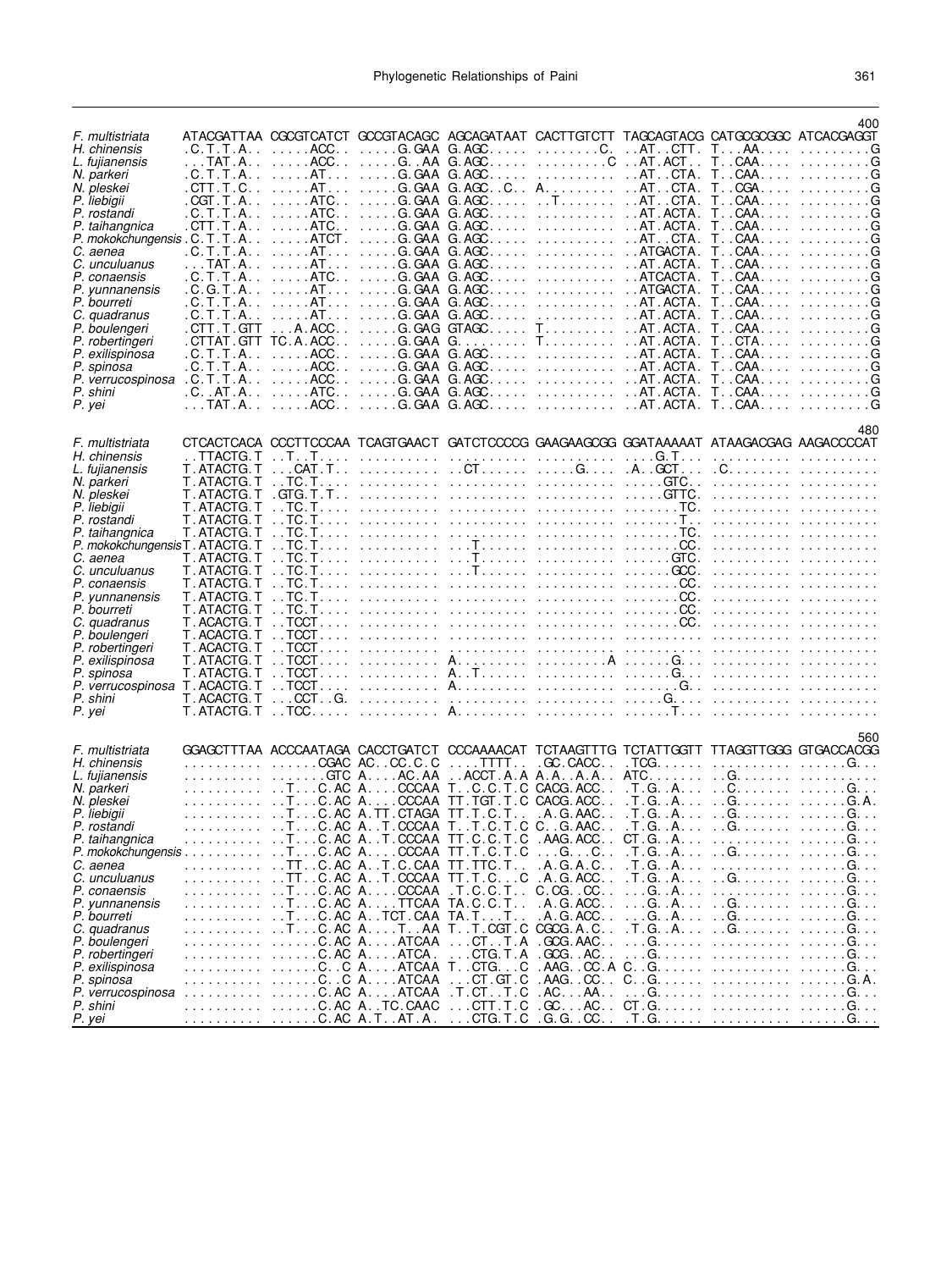```
                                                                                                    400
F. multistriata   ATACGATTAA CGCGTCATCT GCCGTACAGC AGCAGATAAT CACTTGTCTT TAGCAGTACG CATGCGCGGC ATCACGAGGT
H. chinensis      .C.T.T.A.. .....ACC.. .....G.GAA G.AGC..... ........C. ..AT..CTT. T...AA.... .........G
L. fujianensis    ...TAT.A.. .....ACC.. .....G..AA G.AGC..... .........C ..AT.ACT.. T..CAA.... .........G
N. parkeri        .C.T.T.A.. .....AT... .....G.GAA G.AGC..... .......... ..AT..CTA. T..CAA.... .........G
N. pleskei        .CTT.T.C.. .....AT... .....G.GAA G.AGC..C.. A......... ..AT..CTA. T..CGA.... .........G
P. liebigii       .CGT.T.A.. .....ATC.. .....G.GAA G.AGC..... ..T....... ..AT..CTA. T..CAA.... .........G
P. rostandi       .C.T.T.A.. .....ATC.. .....G.GAA G.AGC..... .......... ..AT.ACTA. T..CAA.... .........G
P. taihangnica    .CTT.T.A.. .....ATC.. .....G.GAA G.AGC..... .......... ..AT.ACTA. T..CAA.... .........G
P. mokokchungensis .C.T.T.A.. .....ATCT. .....G.GAA G.AGC..... .......... ..AT..CTA. T..CAA.... .........G
C. aenea          .C.T.T.A.. .....AT... .....G.GAA G.AGC..... .......... ..ATGACTA. T..CAA.... .........G
C. unculuanus     ...TAT.A.. .....AT... .....G.GAA G.AGC..... .......... ..AT.ACTA. T..CAA.... .........G
P. conaensis      .C.T.T.A.. .....ATC.. .....G.GAA G.AGC..... .......... ..ATCACTA. T..CAA.... .........G
P. yunnanensis    .C.G.T.A.. .....AT... .....G.GAA G.AGC..... .......... ..ATGACTA. T..CAA.... .........G
P. bourreti       .C.T.T.A.. .....AT... .....G.GAA G.AGC..... .......... ..AT.ACTA. T..CAA.... .........G
C. quadranus      .C.T.T.A.. .....AT... .....G.GAA G.AGC..... .......... ..AT.ACTA. T..CAA.... .........G
P. boulengeri     .CTT.T.GTT ...A.ACC.. .....G.GAG GTAGC..... T......... ..AT.ACTA. T..CAA.... .........G
P. robertingeri   .CTTAT.GTT TC.A.ACC.. .....G.GAA G......... T......... ..AT.ACTA. T..CTA.... .........G
P. exilispinosa   .C.T.T.A.. .....ACC.. .....G.GAA G.AGC..... .......... ..AT.ACTA. T..CAA.... .........G
P. spinosa        .C.T.T.A.. .....ACC.. .....G.GAA G.AGC..... .......... ..AT.ACTA. T..CAA.... .........G
P. verrucospinosa .C.T.T.A.. .....ACC.. .....G.GAA G.AGC..... .......... ..AT.ACTA. T..CAA.... .........G
P. shini          .C..AT.A.. .....ATC.. .....G.GAA G.AGC..... .......... ..AT.ACTA. T..CAA.... .........G
P. yei            ...TAT.A.. .....ACC.. .....G.GAA G.AGC..... .......... ..AT.ACTA. T..CAA.... .........G

                                                                                                    480
F. multistriata   CTCACTCACA CCCTTCCCAA TCAGTGAACT GATCTCCCCG GAAGAAGCGG GGATAAAAAT ATAAGACGAG AAGACCCCAT
H. chinensis      ..TTACTG.T ..T..T.... .......... .......... .......... ....G.T... .......... ..........
L. fujianensis    T.ATACTG.T ...CAT.T.. .......... ..CT...... .....G.... .A..GCT... .C........ ..........
N. parkeri        T.ATACTG.T ..TC.T.... .......... .......... .......... .....GTC.. .......... ..........
N. pleskei        T.ATACTG.T .GTG.T.T.. .......... .......... .......... .....GTTC. .......... ..........
P. liebigii       T.ATACTG.T ..TC.T.... .......... .......... .......... .......TC. .......... ..........
P. rostandi       T.ATACTG.T ..TC.T.... .......... .......... .......... .......T.. .......... ..........
P. taihangnica    T.ATACTG.T ..TC.T.... .......... .......... .......... .......TC. .......... ..........
P. mokokchungensis T.ATACTG.T ..TC.T.... .......... ...T...... .......... .......CC. .......... ..........
C. aenea          T.ATACTG.T ..TC.T.... .......... ...T...... .......... ......GTC. .......... ..........
C. unculuanus     T.ATACTG.T ..TC.T.... .......... ...T...... .......... ......GCC. .......... ..........
P. conaensis      T.ATACTG.T ..TC.T.... .......... .......... .......... .......CC. .......... ..........
P. yunnanensis    T.ATACTG.T ..TC.T.... .......... .......... .......... .......CC. .......... ..........
P. bourreti       T.ATACTG.T ..TC.T.... .......... .......... .......... .......CC. .......... ..........
C. quadranus      T.ACACTG.T ..TCCT.... .......... .......... .......... .......CC. .......... ..........
P. boulengeri     T.ACACTG.T ..TCCT.... .......... .......... .......... .......... .......... ..........
P. robertingeri   T.ACACTG.T ..TCCT.... .......... .......... .......... .......... .......... ..........
P. exilispinosa   T.ATACTG.T ..TCCT.... .......... A......... .........A ......G... .......... ..........
P. spinosa        T.ATACTG.T ..TCCT.... .......... A..T...... .......... ......G... .......... ..........
P. verrucospinosa T.ACACTG.T ..TCCT.... .......... A......... .......... .......G.. .......... ..........
P. shini          T.ACACTG.T ...CCT..G. .......... .......... .......... .....G.... .......... ..........
P. yei            T.ATACTG.T ..TCC..... .......... A......... .......... ......T... .......... ..........

                                                                                                    560
F. multistriata   GGAGCTTTAA ACCCAATAGA CACCTGATCT CCCAAAACAT TCTAAGTTTG TCTATTGGTT TTAGGTTGGG GTGACCACGG
H. chinensis      .......... ......CGAC AC..CC.C.C ....TTTT.. .GC.CACC.. .TCG...... .......... ......G...
L. fujianensis    .......... .......GTC A....AC.AA ..ACCT.A.A A.A..A.A.. ATC....... ..G....... ..........
N. parkeri        .......... ..T...C.AC A....CCCAA T..C.C.T.C CACG.ACC.. .T.G..A... ..C....... ......G...
N. pleskei        .......... ..T...C.AC A....CCCAA TT.TGT.T.C CACG.ACC.. .T.G..A... ..G....... ......G.A.
P. liebigii       .......... ..T...C.AC A.TT.CTAGA TT.T.C.T.. .A.G.AAC.. .T.G..A... ..G....... ......G...
P. rostandi       .......... ..T...C.AC A..T.CCCAA T..T.C.T.C C..G.AAC.. .T.G..A... ..G....... ......G...
P. taihangnica    .......... ..T...C.AC A..T.CCCAA TT.C.C.T.C .AAG.ACC.. CT.G..A... .......... ......G...
P. mokokchungensis .......... ..T...C.AC A....CCCAA TT.T.C.T.C ...G...C.. .T.G..A... ..G....... ......G...
C. aenea          .......... ..TT..C.AC A..T.C.CAA TT.TTC.T.. .A.G.A.C.. .T.G..A... .......... ......G...
C. unculuanus     .......... ..TT..C.AC A..T.CCCAA TT.T.C...C .A.G.ACC.. .T.G..A... ..G....... ......G...
P. conaensis      .......... ..T...C.AC A....CCCAA .T.C.C.T.. C.CG..CC.. ...G..A... .......... ......G...
P. yunnanensis    .......... ..T...C.AC A....TTCAA TA.C.C.T.. .A.G.ACC.. ...G..A... ..G....... ......G...
P. bourreti       .......... ..T...C.AC A..TCT.CAA TA.T...T.. .A.G.ACC.. ...G..A... ..G....... ......G...
C. quadranus      .......... ..T...C.AC A....T..AA T..T.CGT.C CGCG.A.C.. .T.G..A... ..G....... ......G...
P. boulengeri     .......... ......C.AC A....ATCAA ...CT..T.A .GCG.AAC.. ...G...... .......... ......G...
P. robertingeri   .......... ......C.AC A....ATCA. ...CTG.T.A .GCG..AC.. ...G...... .......... ......G...
P. exilispinosa   .......... ......C..C A....ATCAA T..CTG...C .AAG..CC.A C..G...... .......... ......G...
P. spinosa        .......... ......C..C A....ATCAA ...CT.GT.C .AAG..CC.. C..G...... .......... ......G.A.
P. verrucospinosa .......... ......C.AC A....ATCAA .T.CT..T.C .AC...AA.. ...G...... .......... ......G...
P. shini          .......... ......C.AC A..TC.CAAC ...CTT.T.C .GC...AC.. CT.G...... .......... ......G...
P. yei            .......... ......C.AC A.T..AT.A. ...CTG.T.C .G.G..CC.. .T.G...... .......... ......G...
```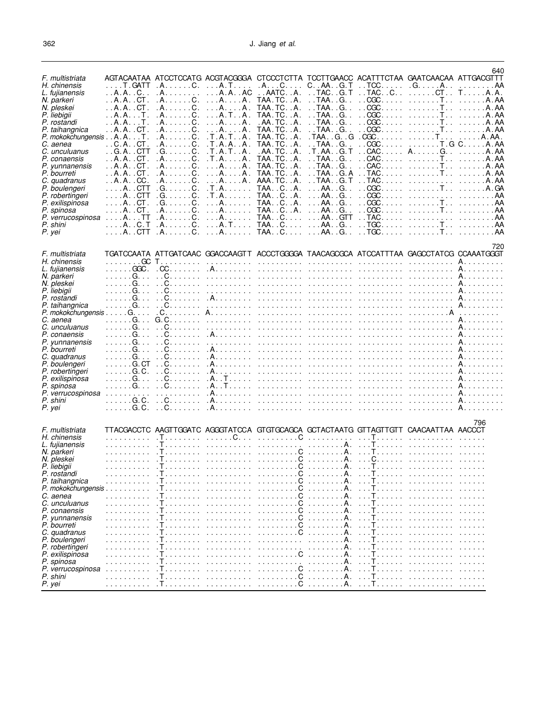```
                                                                                                   640
F. multistriata    AGTACAATAA ATCCTCCATG ACGTACGGGA CTCCCTCTTA TCCTTGAACC ACATTTCTAA GAATCAACAA ATTGACGTTT
H. chinensis       ....T.GATT .A......C. ...A.T.... .A...C.... C..AA..G.T ..TCC..... .G.....A.. ........AA
L. fujianensis     ..A.A..C.. .A........ ...A.A..AC ..AATC..A. ..TAC..G.T ..TAC..C.. ......CT.. T.....A.A.
N. parkeri         ..A.A..CT. .A......C. ...A....A. TAA.TC..A. ..TAA..G.. ..CGC..... .......T.. ......A.AA
N. pleskei         ..A.A..CT. .A......C. ...A....A. TAA.TC..A. ..TAA..G.. ..CGC..... .......T.. ......A.AA
P. liebigii        ..A.A...T. .A......C. ...A.T..A. TAA.TC..A. ..TAA..G.. ..CGC..... .......T.. ......A.AA
P. rostandi        ..A.A...T. .A......C. ...A....A. .AA.TC..A. ..TAA..G.. ..CGC..... .......T.. ......A.AA
P. taihangnica     ..A.A..CT. .A......C. ...A....A. TAA.TC..A. ..TAA..G.. ..CGC..... .......T.. ......A.AA
P. mokokchungensis ..A.A...T. .A......C. .T.A.T..A. TAA.TC..A. .TAA..G..G .CGC...... ......T... .....A.AA.
C. aenea           ..C.A..CT. .A......C. .T.A.A..A. TAA.TC..A. ..TAA..G.. ..CGC..... .......T.G C.....A.AA
C. unculuanus      ..G.A..CTT .G......C. .T.A.T..A. .AA.TC..A. .T.AA..G.T ..CAC..... A......G.. ......A.AA
P. conaensis       ..A.A..CT. .A......C. .T.A....A. TAA.TC..A. ..TAA..G.. ..CAC..... .......T.. ......A.AA
P. yunnanensis     ..A.A..CT. .A......C. ...A....A. TAA.TC..A. ..TAA..G.. ..CAC..... .......T.. ......A.AA
P. bourreti        ..A.A..CT. .A......C. ...A....A. TAA.TC..A. ..TAA..G.A ..TAC..... .......T.. ......A.AA
C. quadranus       ..A.A..CC. .A......C. ...A....A. AAA.TC..A. ..TAA..G.T ..TAC..... .......... ......A.AA
P. boulengeri      ....A..CTT .G......C. .T.A...... TAA..C..A. ...AA..G.. ..CGC..... .......T.. ......A.GA
P. robertingeri    ....A..CTT .G......C. .T.A...... TAA..C..A. ...AA..G.. ..CGC..... .......... ........AA
P. exilispinosa    ....A..CT. .G......C. ...A...... TAA..C..A. ...AA..G.. ..CGC..... .......T.. ........AA
P. spinosa         ....A..CT. .A......C. ...A...... TAA..C..A. ...AA..G.. ..CGC..... .......T.. ........AA
P. verrucospinosa  ....A...TT .A......C. ...A...... TAA..C.... ...AA..GTT ..TAC..... .......... ........AA
P. shini           ....A..C.T .A......C. ...A.T.... TAA..C.... ...AA..G.. ..TGC..... .......T.. ........AA
P. yei             ....A..CTT .A......C. ...A...... TAA..C.... ...AA..G.. ..TGC..... .......T.. ........AA

                                                                                                   720
F. multistriata    TGATCCAATA ATTGATCAAC GGACCAAGTT ACCCTGGGGA TAACAGCGCA ATCCATTTAA GAGCCTATCG CCAAATGGGT
H. chinensis       ........GC T......... .......... .......... .......... .......... .......... A.........
L. fujianensis     ......GGC. .CC....... .A........ .......... .......... .......... .......... A.........
N. parkeri         ......G... ..C....... .......... .......... .......... .......... .......... A.........
N. pleskei         ......G... ..C....... .......... .......... .......... .......... .......... A.........
P. liebigii        ......G... ..C....... .......... .......... .......... .......... .......... A.........
P. rostandi        ......G... ..C....... .A........ .......... .......... .......... .......... A.........
P. taihangnica     ......G... ..C....... .......... .......... .......... .......... .......... A.........
P. mokokchungensis .....G.... .C........ A......... .......... .......... .......... .........A ..........
C. aenea           ......G... G.C....... .......... .......... .......... .......... .......... A.........
C. unculuanus      ......G... ..C....... .......... .......... .......... .......... .......... A.........
P. conaensis       ......G... ..C....... .A........ .......... .......... .......... .......... A.........
P. yunnanensis     ......G... ..C....... .......... .......... .......... .......... .......... A.........
P. bourreti        ......G... ..C....... .A........ .......... .......... .......... .......... A.........
C. quadranus       ......G... ..C....... .A........ .......... .......... .......... .......... A.........
P. boulengeri      ......G.CT ..C....... .A........ .......... .......... .......... .......... A.........
P. robertingeri    ......G.C. ..C....... .A........ .......... .......... .......... .......... A.........
P. exilispinosa    ......G... ..C....... .A..T..... .......... .......... .......... .......... A.........
P. spinosa         ......G... ..C....... .A..T..... .......... .......... .......... .......... A.........
P. verrucospinosa  .......... .......... .A........ .......... .......... .......... .......... A.........
P. shini           ......G.C. ..C....... .A........ .......... .......... .......... .......... A.........
P. yei             ......G.C. ..C....... .A........ .......... .......... .......... .......... A.........

                                                                                        796
F. multistriata    TTACGACCTC AAGTTGGATC AGGGTATCCA GTGTGCAGCA GCTACTAATG GTTAGTTGTT CAACAATTAA AACCCT
H. chinensis       .......... .T........ ......C... .........C .......... ...T...... .......... ......
L. fujianensis     .......... .T........ .......... .......... ........A. ...T...... .......... ......
N. parkeri         .......... .T........ .......... .........C ........A. ...T...... .......... ......
N. pleskei         .......... .T........ .......... .........C ........A. ...C...... .......... ......
P. liebigii        .......... .T........ .......... .........C ........A. ...T...... .......... ......
P. rostandi        .......... .T........ .......... .........C ........A. ...T...... .......... ......
P. taihangnica     .......... .T........ .......... .........C ........A. ...T...... .......... ......
P. mokokchungensis .......... .T........ .......... .........C ........A. ...T...... .......... ......
C. aenea           .......... .T........ .......... .........C ........A. ...T...... .......... ......
C. unculuanus      .......... .T........ .......... .........C ........A. ...T...... .......... ......
P. conaensis       .......... .T........ .......... .........C ........A. ...T...... .......... ......
P. yunnanensis     .......... .T........ .......... .........C ........A. ...T...... .......... ......
P. bourreti        .......... .T........ .......... .........C ........A. ...T...... .......... ......
C. quadranus       .......... .T........ .......... .........C ........A. ...T...... .......... ......
P. boulengeri      .......... .T........ .......... .......... ........A. ...T...... .......... ......
P. robertingeri    .......... .T........ .......... .......... ........A. ...T...... .......... ......
P. exilispinosa    .......... .T........ .......... .........C ........A. ...T...... .......... ......
P. spinosa         .......... .T........ .......... .......... ........A. ...T...... .......... ......
P. verrucospinosa  .......... .T........ .......... .........C ........A. ...T...... .......... ......
P. shini           .......... .T........ .......... .........C ........A. ...T...... .......... ......
P. yei             .......... .T........ .......... .........C ........A. ...T...... .......... ......
```